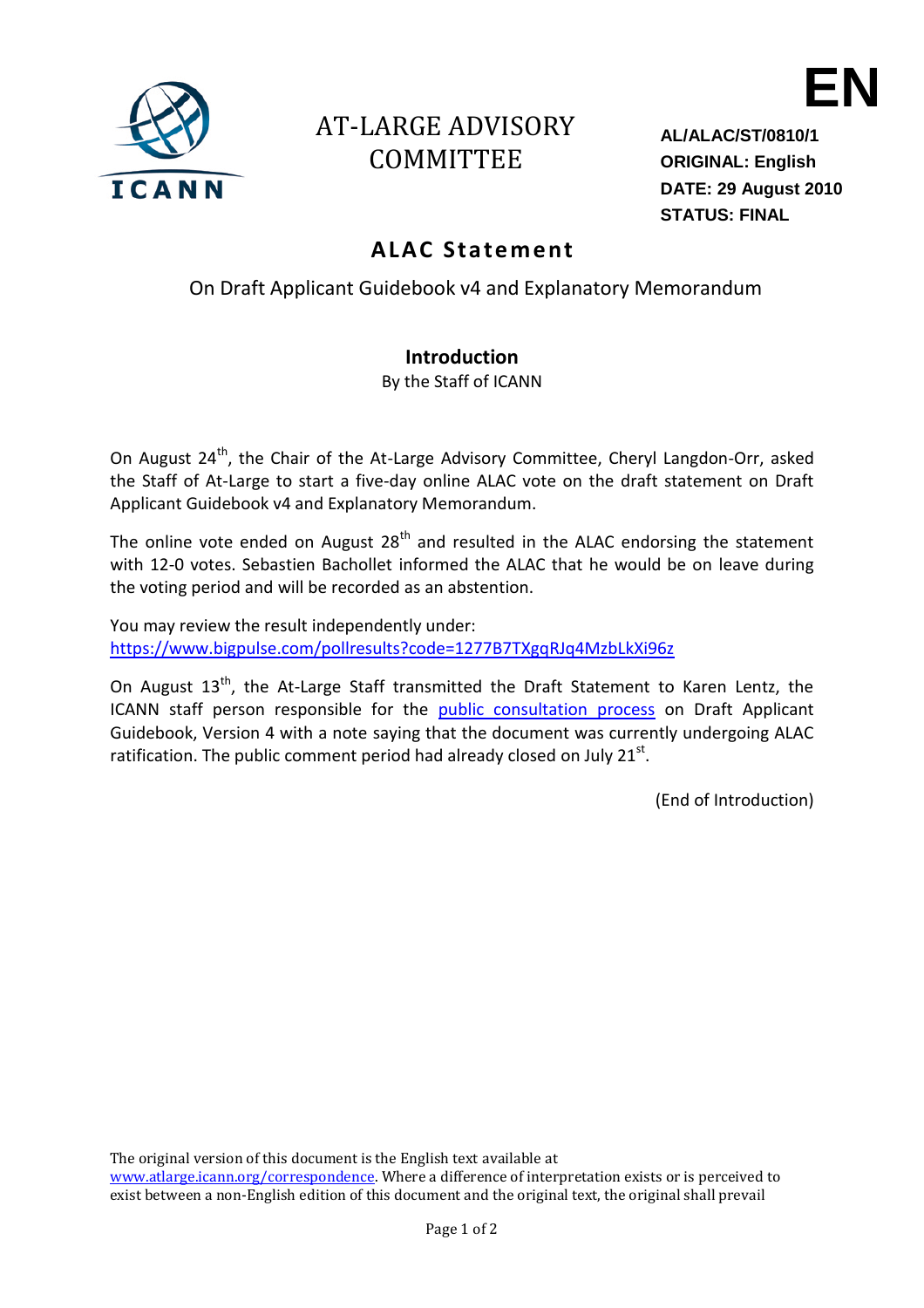# AT-LARGE ADVISORY COMMITTEE

**EN**

**AL/ALAC/ST/0810/1**
**ORIGINAL: English**
**DATE: 29 August 2010**
**STATUS: FINAL**

## ALAC Statement

On Draft Applicant Guidebook v4 and Explanatory Memorandum

### Introduction

By the Staff of ICANN

On August 24th, the Chair of the At-Large Advisory Committee, Cheryl Langdon-Orr, asked the Staff of At-Large to start a five-day online ALAC vote on the draft statement on Draft Applicant Guidebook v4 and Explanatory Memorandum.

The online vote ended on August 28th and resulted in the ALAC endorsing the statement with 12-0 votes. Sebastien Bachollet informed the ALAC that he would be on leave during the voting period and will be recorded as an abstention.

You may review the result independently under:
https://www.bigpulse.com/pollresults?code=1277B7TXgqRJq4MzbLkXi96z

On August 13th, the At-Large Staff transmitted the Draft Statement to Karen Lentz, the ICANN staff person responsible for the public consultation process on Draft Applicant Guidebook, Version 4 with a note saying that the document was currently undergoing ALAC ratification. The public comment period had already closed on July 21st.

(End of Introduction)

The original version of this document is the English text available at www.atlarge.icann.org/correspondence. Where a difference of interpretation exists or is perceived to exist between a non-English edition of this document and the original text, the original shall prevail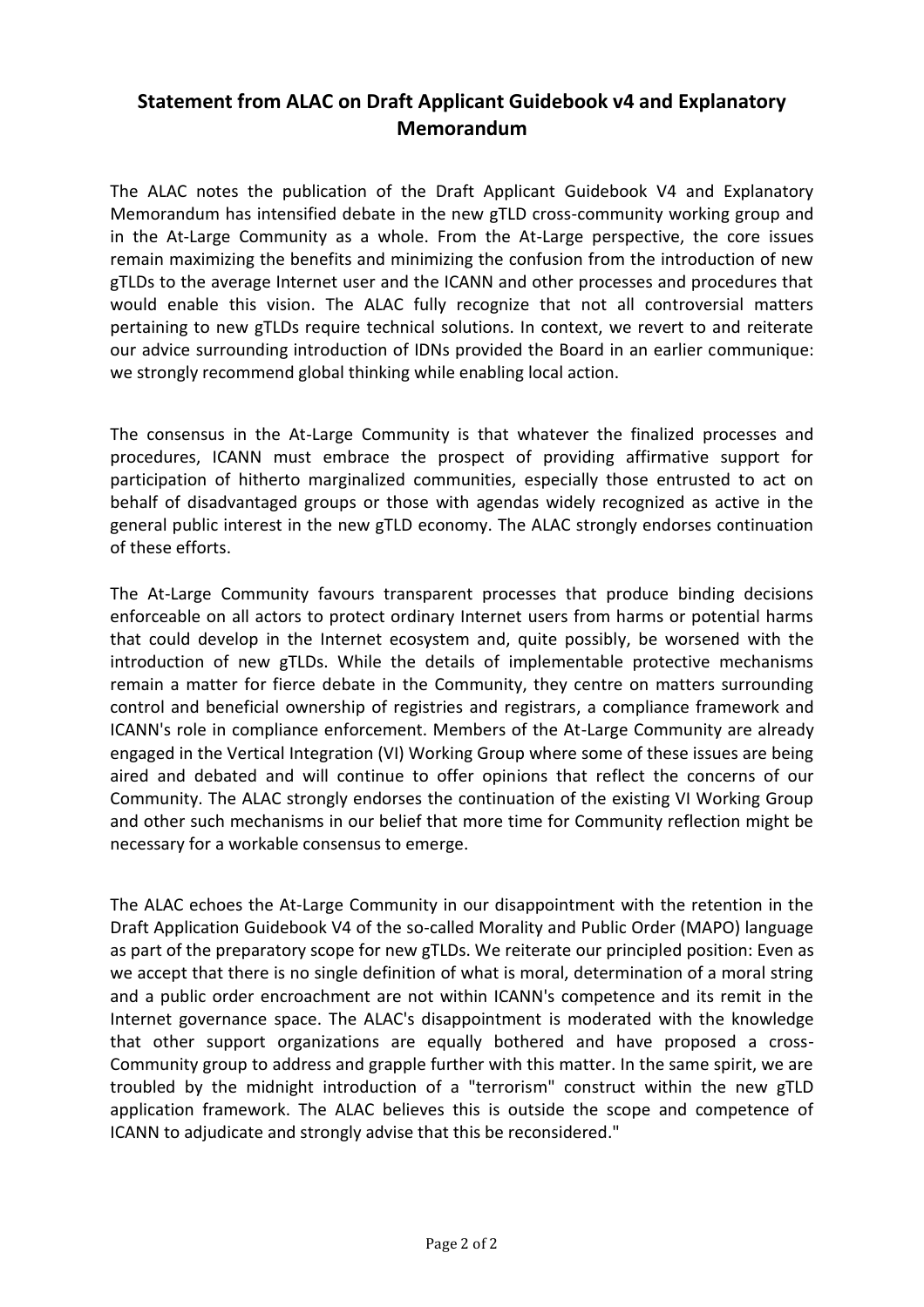# Statement from ALAC on Draft Applicant Guidebook v4 and Explanatory Memorandum

The ALAC notes the publication of the Draft Applicant Guidebook V4 and Explanatory Memorandum has intensified debate in the new gTLD cross-community working group and in the At-Large Community as a whole. From the At-Large perspective, the core issues remain maximizing the benefits and minimizing the confusion from the introduction of new gTLDs to the average Internet user and the ICANN and other processes and procedures that would enable this vision. The ALAC fully recognize that not all controversial matters pertaining to new gTLDs require technical solutions. In context, we revert to and reiterate our advice surrounding introduction of IDNs provided the Board in an earlier communique: we strongly recommend global thinking while enabling local action.

The consensus in the At-Large Community is that whatever the finalized processes and procedures, ICANN must embrace the prospect of providing affirmative support for participation of hitherto marginalized communities, especially those entrusted to act on behalf of disadvantaged groups or those with agendas widely recognized as active in the general public interest in the new gTLD economy. The ALAC strongly endorses continuation of these efforts.

The At-Large Community favours transparent processes that produce binding decisions enforceable on all actors to protect ordinary Internet users from harms or potential harms that could develop in the Internet ecosystem and, quite possibly, be worsened with the introduction of new gTLDs. While the details of implementable protective mechanisms remain a matter for fierce debate in the Community, they centre on matters surrounding control and beneficial ownership of registries and registrars, a compliance framework and ICANN's role in compliance enforcement. Members of the At-Large Community are already engaged in the Vertical Integration (VI) Working Group where some of these issues are being aired and debated and will continue to offer opinions that reflect the concerns of our Community. The ALAC strongly endorses the continuation of the existing VI Working Group and other such mechanisms in our belief that more time for Community reflection might be necessary for a workable consensus to emerge.

The ALAC echoes the At-Large Community in our disappointment with the retention in the Draft Application Guidebook V4 of the so-called Morality and Public Order (MAPO) language as part of the preparatory scope for new gTLDs. We reiterate our principled position: Even as we accept that there is no single definition of what is moral, determination of a moral string and a public order encroachment are not within ICANN's competence and its remit in the Internet governance space. The ALAC's disappointment is moderated with the knowledge that other support organizations are equally bothered and have proposed a cross-Community group to address and grapple further with this matter. In the same spirit, we are troubled by the midnight introduction of a "terrorism" construct within the new gTLD application framework. The ALAC believes this is outside the scope and competence of ICANN to adjudicate and strongly advise that this be reconsidered."